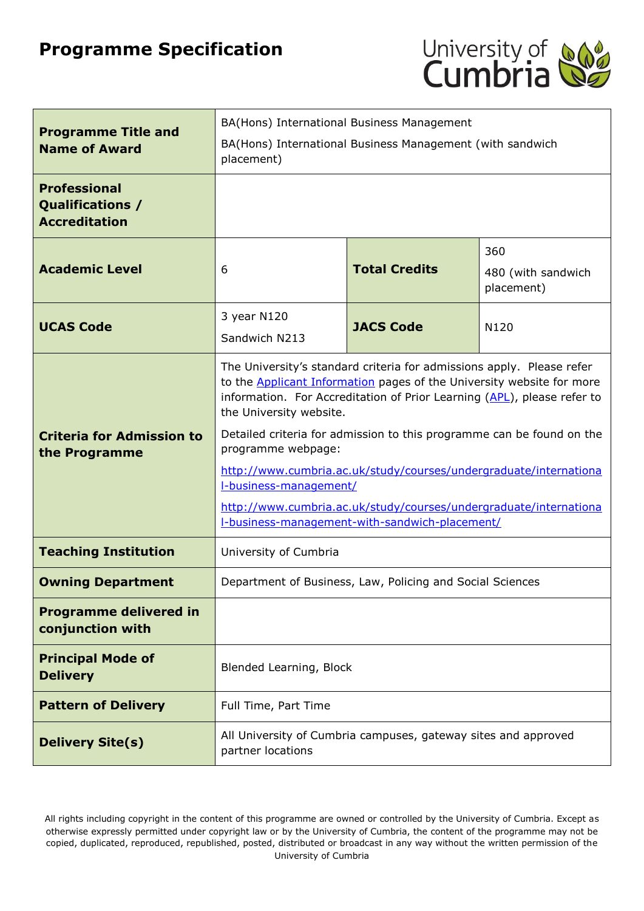# Programme Specification

| | | | |
|---|---|---|---|
| **Programme Title and Name of Award** | BA(Hons) International Business Management<br>BA(Hons) International Business Management (with sandwich placement) | | |
| **Professional Qualifications / Accreditation** | | | |
| **Academic Level** | 6 | **Total Credits** | 360<br>480 (with sandwich placement) |
| **UCAS Code** | 3 year N120<br>Sandwich N213 | **JACS Code** | N120 |
| **Criteria for Admission to the Programme** | The University's standard criteria for admissions apply. Please refer to the Applicant Information pages of the University website for more information. For Accreditation of Prior Learning (APL), please refer to the University website.<br>Detailed criteria for admission to this programme can be found on the programme webpage:<br>http://www.cumbria.ac.uk/study/courses/undergraduate/international-business-management/<br>http://www.cumbria.ac.uk/study/courses/undergraduate/international-business-management-with-sandwich-placement/ | | |
| **Teaching Institution** | University of Cumbria | | |
| **Owning Department** | Department of Business, Law, Policing and Social Sciences | | |
| **Programme delivered in conjunction with** | | | |
| **Principal Mode of Delivery** | Blended Learning, Block | | |
| **Pattern of Delivery** | Full Time, Part Time | | |
| **Delivery Site(s)** | All University of Cumbria campuses, gateway sites and approved partner locations | | |

All rights including copyright in the content of this programme are owned or controlled by the University of Cumbria. Except as otherwise expressly permitted under copyright law or by the University of Cumbria, the content of the programme may not be copied, duplicated, reproduced, republished, posted, distributed or broadcast in any way without the written permission of the University of Cumbria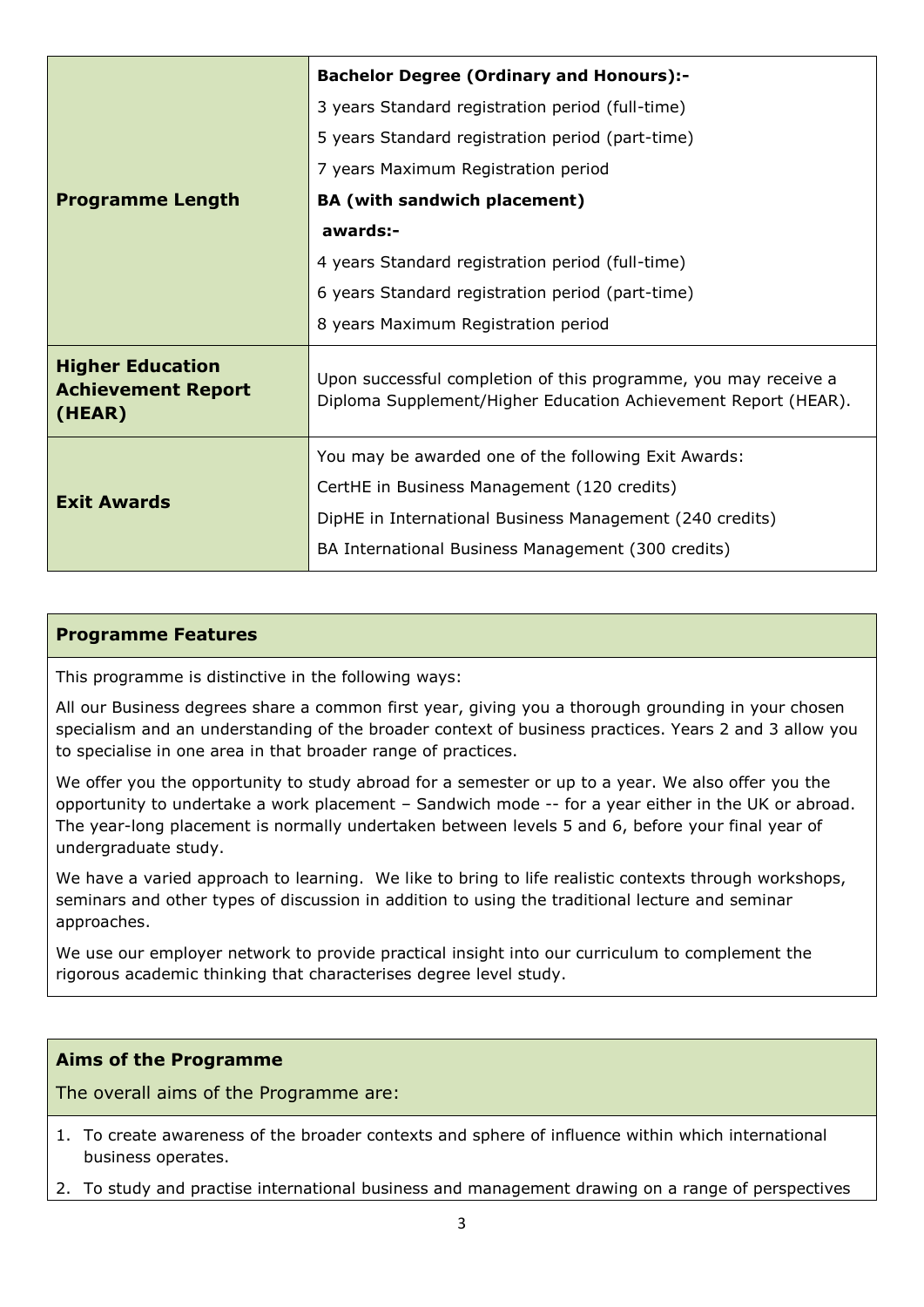| | |
|---|---|
| **Programme Length** | **Bachelor Degree (Ordinary and Honours):-**<br>3 years Standard registration period (full-time)<br>5 years Standard registration period (part-time)<br>7 years Maximum Registration period<br>**BA (with sandwich placement) awards:-**<br>4 years Standard registration period (full-time)<br>6 years Standard registration period (part-time)<br>8 years Maximum Registration period |
| **Higher Education Achievement Report (HEAR)** | Upon successful completion of this programme, you may receive a Diploma Supplement/Higher Education Achievement Report (HEAR). |
| **Exit Awards** | You may be awarded one of the following Exit Awards:<br>CertHE in Business Management (120 credits)<br>DipHE in International Business Management (240 credits)<br>BA International Business Management (300 credits) |

## Programme Features

This programme is distinctive in the following ways:

All our Business degrees share a common first year, giving you a thorough grounding in your chosen specialism and an understanding of the broader context of business practices. Years 2 and 3 allow you to specialise in one area in that broader range of practices.

We offer you the opportunity to study abroad for a semester or up to a year. We also offer you the opportunity to undertake a work placement – Sandwich mode -- for a year either in the UK or abroad. The year-long placement is normally undertaken between levels 5 and 6, before your final year of undergraduate study.

We have a varied approach to learning. We like to bring to life realistic contexts through workshops, seminars and other types of discussion in addition to using the traditional lecture and seminar approaches.

We use our employer network to provide practical insight into our curriculum to complement the rigorous academic thinking that characterises degree level study.

## Aims of the Programme

The overall aims of the Programme are:

1. To create awareness of the broader contexts and sphere of influence within which international business operates.
2. To study and practise international business and management drawing on a range of perspectives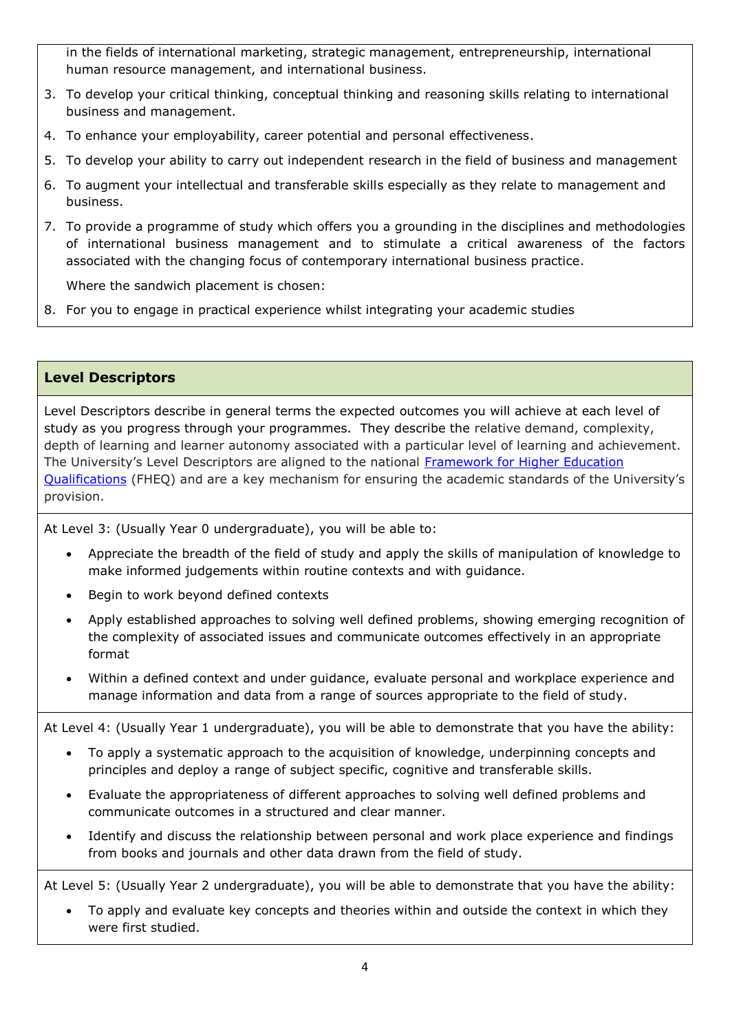in the fields of international marketing, strategic management, entrepreneurship, international human resource management, and international business.

3. To develop your critical thinking, conceptual thinking and reasoning skills relating to international business and management.
4. To enhance your employability, career potential and personal effectiveness.
5. To develop your ability to carry out independent research in the field of business and management
6. To augment your intellectual and transferable skills especially as they relate to management and business.
7. To provide a programme of study which offers you a grounding in the disciplines and methodologies of international business management and to stimulate a critical awareness of the factors associated with the changing focus of contemporary international business practice.

   Where the sandwich placement is chosen:

8. For you to engage in practical experience whilst integrating your academic studies

## Level Descriptors

Level Descriptors describe in general terms the expected outcomes you will achieve at each level of study as you progress through your programmes. They describe the relative demand, complexity, depth of learning and learner autonomy associated with a particular level of learning and achievement. The University's Level Descriptors are aligned to the national [Framework for Higher Education Qualifications](Framework for Higher Education Qualifications) (FHEQ) and are a key mechanism for ensuring the academic standards of the University's provision.

At Level 3: (Usually Year 0 undergraduate), you will be able to:

- Appreciate the breadth of the field of study and apply the skills of manipulation of knowledge to make informed judgements within routine contexts and with guidance.
- Begin to work beyond defined contexts
- Apply established approaches to solving well defined problems, showing emerging recognition of the complexity of associated issues and communicate outcomes effectively in an appropriate format
- Within a defined context and under guidance, evaluate personal and workplace experience and manage information and data from a range of sources appropriate to the field of study.

At Level 4: (Usually Year 1 undergraduate), you will be able to demonstrate that you have the ability:

- To apply a systematic approach to the acquisition of knowledge, underpinning concepts and principles and deploy a range of subject specific, cognitive and transferable skills.
- Evaluate the appropriateness of different approaches to solving well defined problems and communicate outcomes in a structured and clear manner.
- Identify and discuss the relationship between personal and work place experience and findings from books and journals and other data drawn from the field of study.

At Level 5: (Usually Year 2 undergraduate), you will be able to demonstrate that you have the ability:

- To apply and evaluate key concepts and theories within and outside the context in which they were first studied.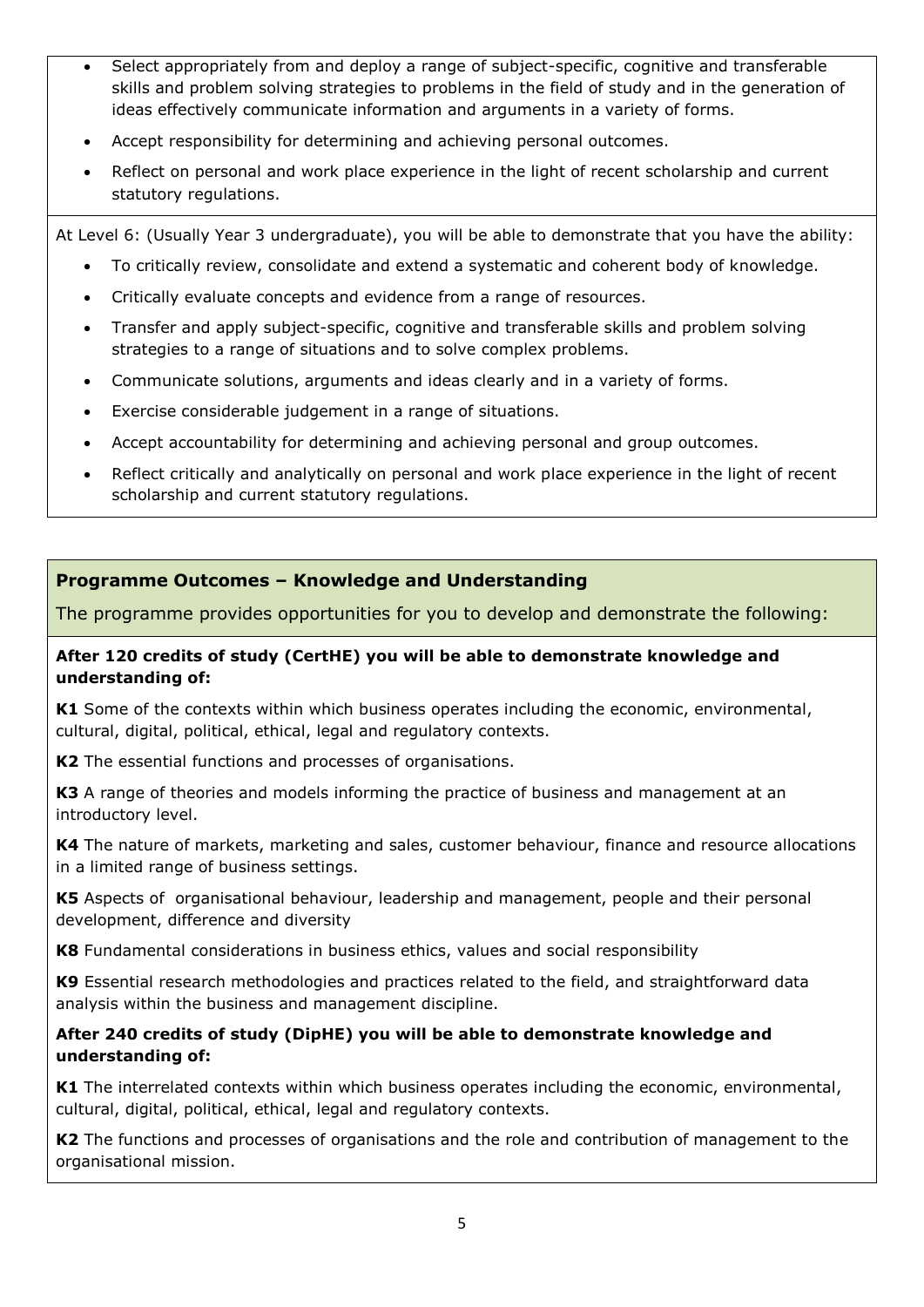- Select appropriately from and deploy a range of subject-specific, cognitive and transferable skills and problem solving strategies to problems in the field of study and in the generation of ideas effectively communicate information and arguments in a variety of forms.
- Accept responsibility for determining and achieving personal outcomes.
- Reflect on personal and work place experience in the light of recent scholarship and current statutory regulations.

At Level 6: (Usually Year 3 undergraduate), you will be able to demonstrate that you have the ability:

- To critically review, consolidate and extend a systematic and coherent body of knowledge.
- Critically evaluate concepts and evidence from a range of resources.
- Transfer and apply subject-specific, cognitive and transferable skills and problem solving strategies to a range of situations and to solve complex problems.
- Communicate solutions, arguments and ideas clearly and in a variety of forms.
- Exercise considerable judgement in a range of situations.
- Accept accountability for determining and achieving personal and group outcomes.
- Reflect critically and analytically on personal and work place experience in the light of recent scholarship and current statutory regulations.

## Programme Outcomes – Knowledge and Understanding

The programme provides opportunities for you to develop and demonstrate the following:

**After 120 credits of study (CertHE) you will be able to demonstrate knowledge and understanding of:**

**K1** Some of the contexts within which business operates including the economic, environmental, cultural, digital, political, ethical, legal and regulatory contexts.

**K2** The essential functions and processes of organisations.

**K3** A range of theories and models informing the practice of business and management at an introductory level.

**K4** The nature of markets, marketing and sales, customer behaviour, finance and resource allocations in a limited range of business settings.

**K5** Aspects of organisational behaviour, leadership and management, people and their personal development, difference and diversity

**K8** Fundamental considerations in business ethics, values and social responsibility

**K9** Essential research methodologies and practices related to the field, and straightforward data analysis within the business and management discipline.

**After 240 credits of study (DipHE) you will be able to demonstrate knowledge and understanding of:**

**K1** The interrelated contexts within which business operates including the economic, environmental, cultural, digital, political, ethical, legal and regulatory contexts.

**K2** The functions and processes of organisations and the role and contribution of management to the organisational mission.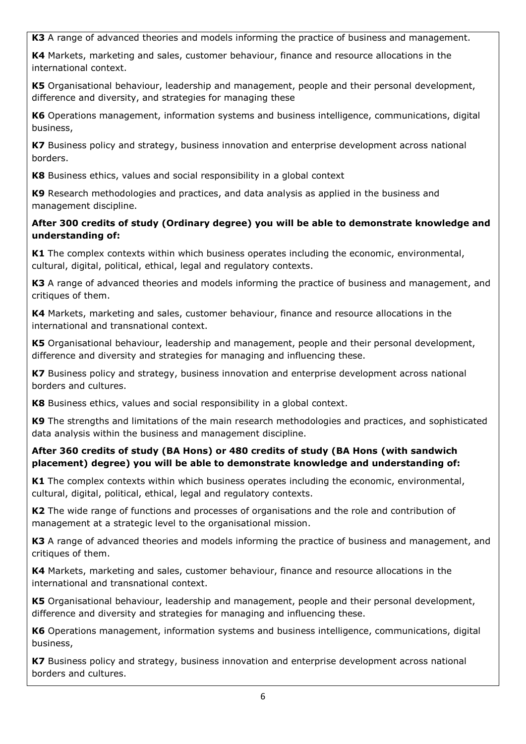**K3** A range of advanced theories and models informing the practice of business and management.

**K4** Markets, marketing and sales, customer behaviour, finance and resource allocations in the international context.

**K5** Organisational behaviour, leadership and management, people and their personal development, difference and diversity, and strategies for managing these

**K6** Operations management, information systems and business intelligence, communications, digital business,

**K7** Business policy and strategy, business innovation and enterprise development across national borders.

**K8** Business ethics, values and social responsibility in a global context

**K9** Research methodologies and practices, and data analysis as applied in the business and management discipline.

**After 300 credits of study (Ordinary degree) you will be able to demonstrate knowledge and understanding of:**

**K1** The complex contexts within which business operates including the economic, environmental, cultural, digital, political, ethical, legal and regulatory contexts.

**K3** A range of advanced theories and models informing the practice of business and management, and critiques of them.

**K4** Markets, marketing and sales, customer behaviour, finance and resource allocations in the international and transnational context.

**K5** Organisational behaviour, leadership and management, people and their personal development, difference and diversity and strategies for managing and influencing these.

**K7** Business policy and strategy, business innovation and enterprise development across national borders and cultures.

**K8** Business ethics, values and social responsibility in a global context.

**K9** The strengths and limitations of the main research methodologies and practices, and sophisticated data analysis within the business and management discipline.

**After 360 credits of study (BA Hons) or 480 credits of study (BA Hons (with sandwich placement) degree) you will be able to demonstrate knowledge and understanding of:**

**K1** The complex contexts within which business operates including the economic, environmental, cultural, digital, political, ethical, legal and regulatory contexts.

**K2** The wide range of functions and processes of organisations and the role and contribution of management at a strategic level to the organisational mission.

**K3** A range of advanced theories and models informing the practice of business and management, and critiques of them.

**K4** Markets, marketing and sales, customer behaviour, finance and resource allocations in the international and transnational context.

**K5** Organisational behaviour, leadership and management, people and their personal development, difference and diversity and strategies for managing and influencing these.

**K6** Operations management, information systems and business intelligence, communications, digital business,

**K7** Business policy and strategy, business innovation and enterprise development across national borders and cultures.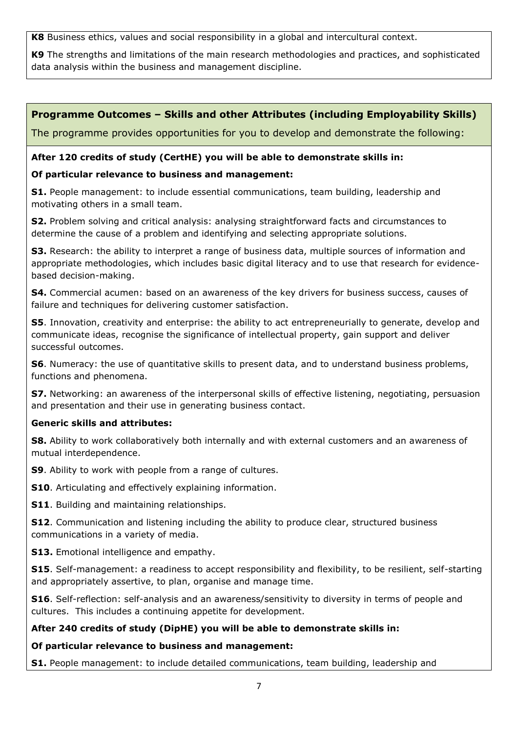**K8** Business ethics, values and social responsibility in a global and intercultural context.

**K9** The strengths and limitations of the main research methodologies and practices, and sophisticated data analysis within the business and management discipline.

## Programme Outcomes – Skills and other Attributes (including Employability Skills)

The programme provides opportunities for you to develop and demonstrate the following:

**After 120 credits of study (CertHE) you will be able to demonstrate skills in:**

**Of particular relevance to business and management:**

**S1.** People management: to include essential communications, team building, leadership and motivating others in a small team.

**S2.** Problem solving and critical analysis: analysing straightforward facts and circumstances to determine the cause of a problem and identifying and selecting appropriate solutions.

**S3.** Research: the ability to interpret a range of business data, multiple sources of information and appropriate methodologies, which includes basic digital literacy and to use that research for evidence-based decision-making.

**S4.** Commercial acumen: based on an awareness of the key drivers for business success, causes of failure and techniques for delivering customer satisfaction.

**S5**. Innovation, creativity and enterprise: the ability to act entrepreneurially to generate, develop and communicate ideas, recognise the significance of intellectual property, gain support and deliver successful outcomes.

**S6**. Numeracy: the use of quantitative skills to present data, and to understand business problems, functions and phenomena.

**S7.** Networking: an awareness of the interpersonal skills of effective listening, negotiating, persuasion and presentation and their use in generating business contact.

**Generic skills and attributes:**

**S8.** Ability to work collaboratively both internally and with external customers and an awareness of mutual interdependence.

**S9**. Ability to work with people from a range of cultures.

**S10**. Articulating and effectively explaining information.

**S11**. Building and maintaining relationships.

**S12**. Communication and listening including the ability to produce clear, structured business communications in a variety of media.

**S13.** Emotional intelligence and empathy.

**S15**. Self-management: a readiness to accept responsibility and flexibility, to be resilient, self-starting and appropriately assertive, to plan, organise and manage time.

**S16**. Self-reflection: self-analysis and an awareness/sensitivity to diversity in terms of people and cultures. This includes a continuing appetite for development.

**After 240 credits of study (DipHE) you will be able to demonstrate skills in:**

**Of particular relevance to business and management:**

**S1.** People management: to include detailed communications, team building, leadership and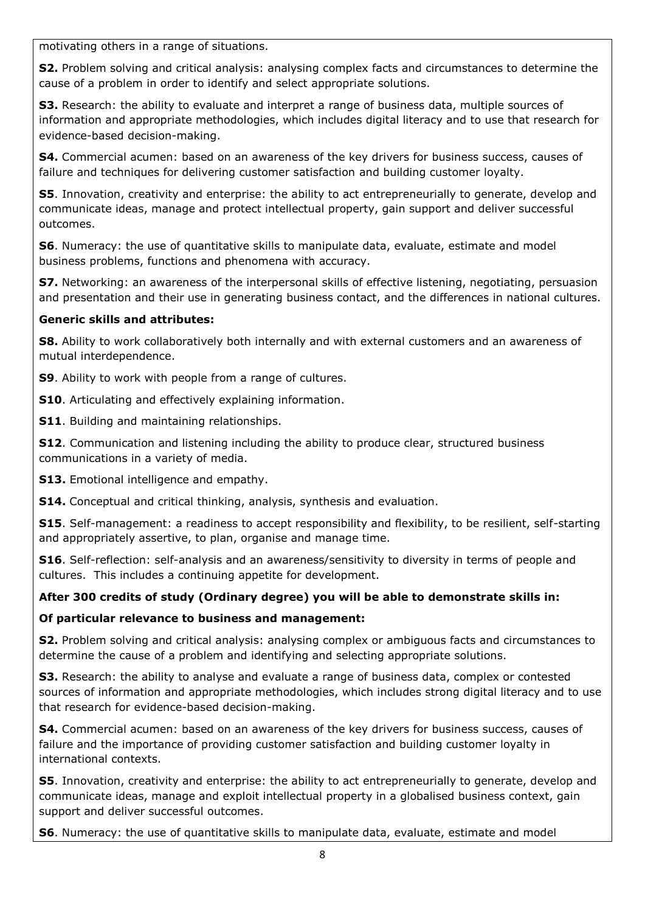motivating others in a range of situations.

**S2.** Problem solving and critical analysis: analysing complex facts and circumstances to determine the cause of a problem in order to identify and select appropriate solutions.

**S3.** Research: the ability to evaluate and interpret a range of business data, multiple sources of information and appropriate methodologies, which includes digital literacy and to use that research for evidence-based decision-making.

**S4.** Commercial acumen: based on an awareness of the key drivers for business success, causes of failure and techniques for delivering customer satisfaction and building customer loyalty.

**S5**. Innovation, creativity and enterprise: the ability to act entrepreneurially to generate, develop and communicate ideas, manage and protect intellectual property, gain support and deliver successful outcomes.

**S6**. Numeracy: the use of quantitative skills to manipulate data, evaluate, estimate and model business problems, functions and phenomena with accuracy.

**S7.** Networking: an awareness of the interpersonal skills of effective listening, negotiating, persuasion and presentation and their use in generating business contact, and the differences in national cultures.

**Generic skills and attributes:**

**S8.** Ability to work collaboratively both internally and with external customers and an awareness of mutual interdependence.

**S9**. Ability to work with people from a range of cultures.

**S10**. Articulating and effectively explaining information.

**S11**. Building and maintaining relationships.

**S12**. Communication and listening including the ability to produce clear, structured business communications in a variety of media.

**S13.** Emotional intelligence and empathy.

**S14.** Conceptual and critical thinking, analysis, synthesis and evaluation.

**S15**. Self-management: a readiness to accept responsibility and flexibility, to be resilient, self-starting and appropriately assertive, to plan, organise and manage time.

**S16**. Self-reflection: self-analysis and an awareness/sensitivity to diversity in terms of people and cultures. This includes a continuing appetite for development.

**After 300 credits of study (Ordinary degree) you will be able to demonstrate skills in:**

**Of particular relevance to business and management:**

**S2.** Problem solving and critical analysis: analysing complex or ambiguous facts and circumstances to determine the cause of a problem and identifying and selecting appropriate solutions.

**S3.** Research: the ability to analyse and evaluate a range of business data, complex or contested sources of information and appropriate methodologies, which includes strong digital literacy and to use that research for evidence-based decision-making.

**S4.** Commercial acumen: based on an awareness of the key drivers for business success, causes of failure and the importance of providing customer satisfaction and building customer loyalty in international contexts.

**S5**. Innovation, creativity and enterprise: the ability to act entrepreneurially to generate, develop and communicate ideas, manage and exploit intellectual property in a globalised business context, gain support and deliver successful outcomes.

**S6**. Numeracy: the use of quantitative skills to manipulate data, evaluate, estimate and model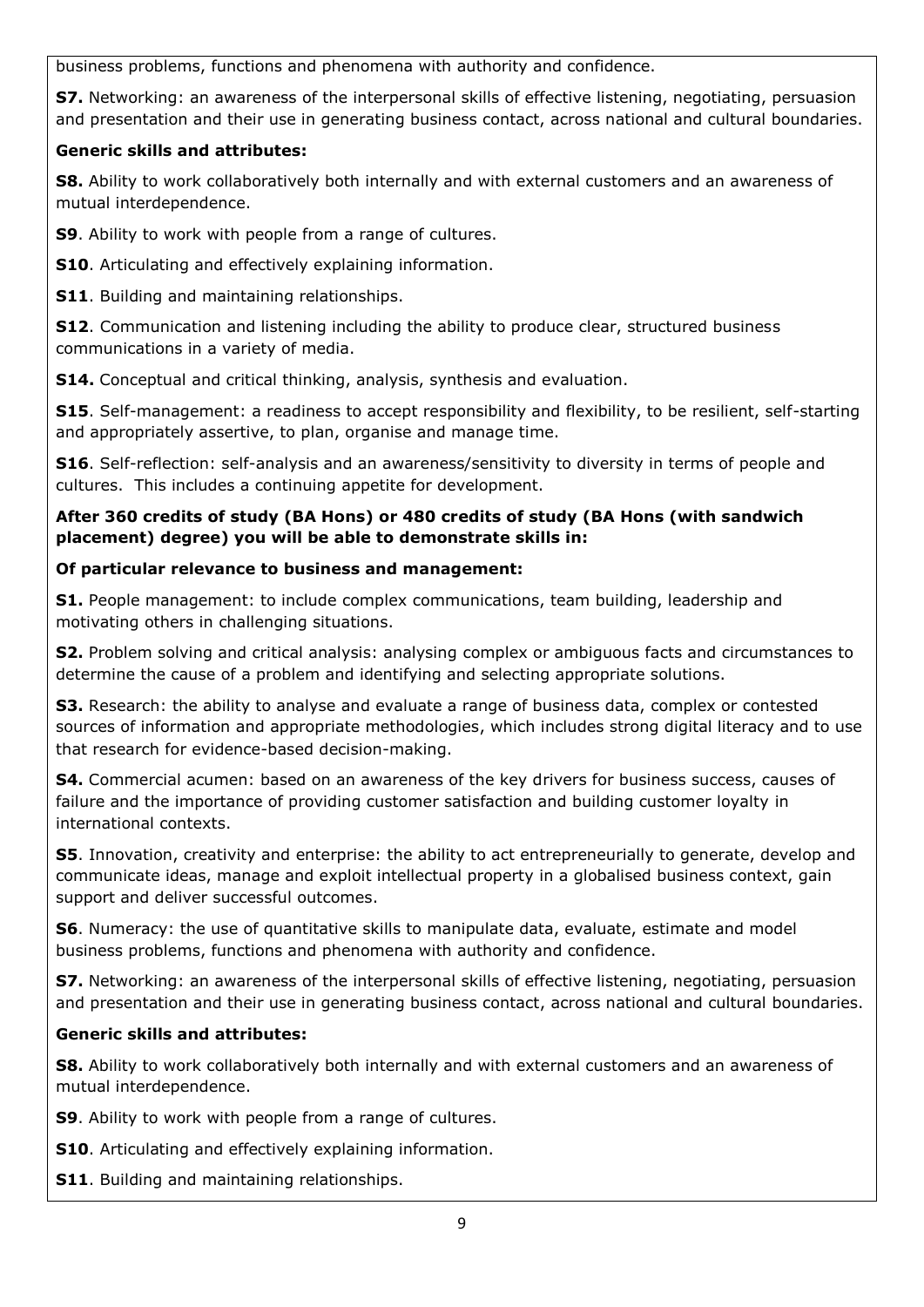business problems, functions and phenomena with authority and confidence.

**S7.** Networking: an awareness of the interpersonal skills of effective listening, negotiating, persuasion and presentation and their use in generating business contact, across national and cultural boundaries.

**Generic skills and attributes:**

**S8.** Ability to work collaboratively both internally and with external customers and an awareness of mutual interdependence.

**S9**. Ability to work with people from a range of cultures.

**S10**. Articulating and effectively explaining information.

**S11**. Building and maintaining relationships.

**S12**. Communication and listening including the ability to produce clear, structured business communications in a variety of media.

**S14.** Conceptual and critical thinking, analysis, synthesis and evaluation.

**S15**. Self-management: a readiness to accept responsibility and flexibility, to be resilient, self-starting and appropriately assertive, to plan, organise and manage time.

**S16**. Self-reflection: self-analysis and an awareness/sensitivity to diversity in terms of people and cultures. This includes a continuing appetite for development.

**After 360 credits of study (BA Hons) or 480 credits of study (BA Hons (with sandwich placement) degree) you will be able to demonstrate skills in:**

**Of particular relevance to business and management:**

**S1.** People management: to include complex communications, team building, leadership and motivating others in challenging situations.

**S2.** Problem solving and critical analysis: analysing complex or ambiguous facts and circumstances to determine the cause of a problem and identifying and selecting appropriate solutions.

**S3.** Research: the ability to analyse and evaluate a range of business data, complex or contested sources of information and appropriate methodologies, which includes strong digital literacy and to use that research for evidence-based decision-making.

**S4.** Commercial acumen: based on an awareness of the key drivers for business success, causes of failure and the importance of providing customer satisfaction and building customer loyalty in international contexts.

**S5**. Innovation, creativity and enterprise: the ability to act entrepreneurially to generate, develop and communicate ideas, manage and exploit intellectual property in a globalised business context, gain support and deliver successful outcomes.

**S6**. Numeracy: the use of quantitative skills to manipulate data, evaluate, estimate and model business problems, functions and phenomena with authority and confidence.

**S7.** Networking: an awareness of the interpersonal skills of effective listening, negotiating, persuasion and presentation and their use in generating business contact, across national and cultural boundaries.

**Generic skills and attributes:**

**S8.** Ability to work collaboratively both internally and with external customers and an awareness of mutual interdependence.

**S9**. Ability to work with people from a range of cultures.

**S10**. Articulating and effectively explaining information.

**S11**. Building and maintaining relationships.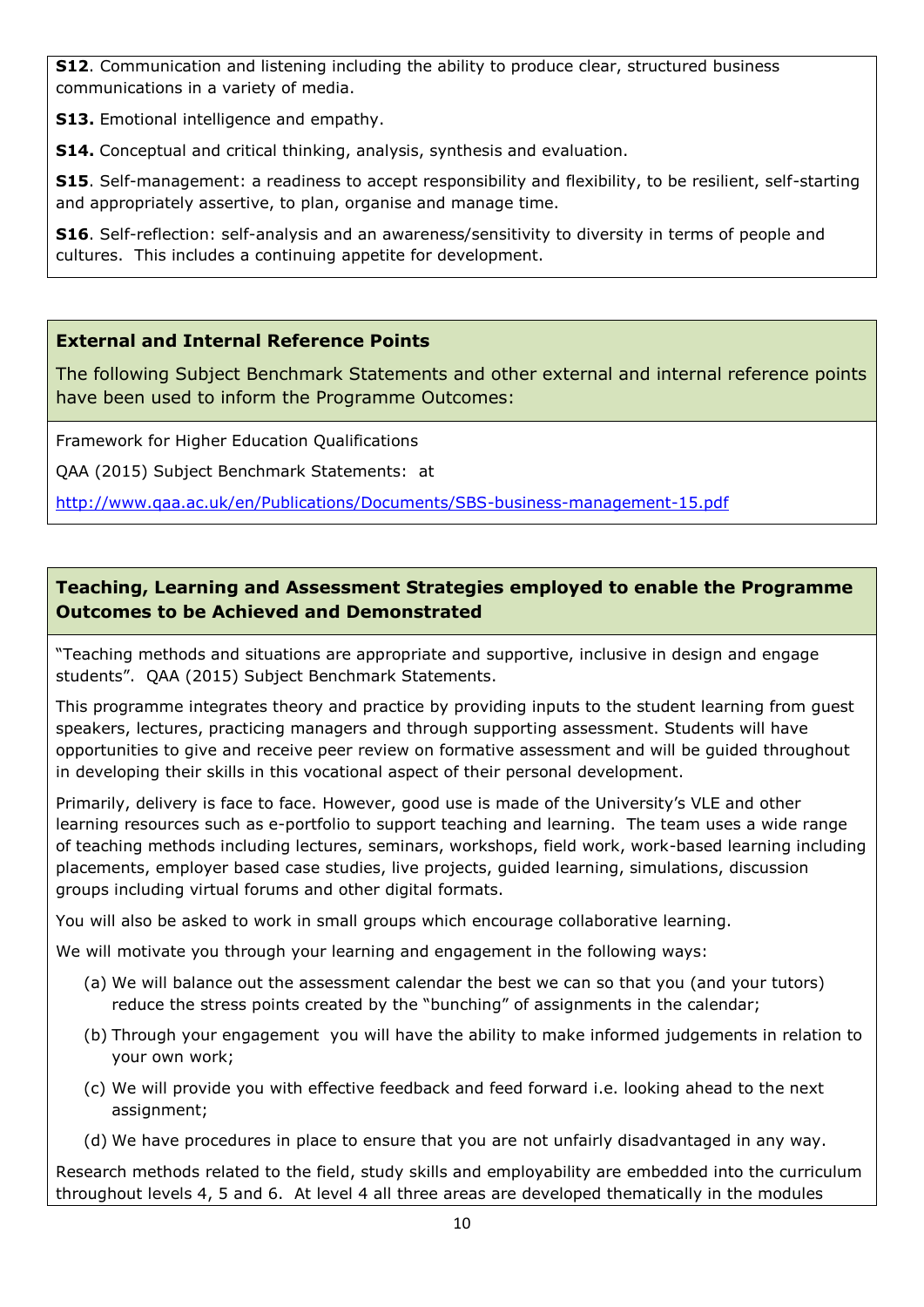**S12**. Communication and listening including the ability to produce clear, structured business communications in a variety of media.

**S13.** Emotional intelligence and empathy.

**S14.** Conceptual and critical thinking, analysis, synthesis and evaluation.

**S15**. Self-management: a readiness to accept responsibility and flexibility, to be resilient, self-starting and appropriately assertive, to plan, organise and manage time.

**S16**. Self-reflection: self-analysis and an awareness/sensitivity to diversity in terms of people and cultures. This includes a continuing appetite for development.

## External and Internal Reference Points

The following Subject Benchmark Statements and other external and internal reference points have been used to inform the Programme Outcomes:

Framework for Higher Education Qualifications

QAA (2015) Subject Benchmark Statements: at

http://www.qaa.ac.uk/en/Publications/Documents/SBS-business-management-15.pdf

## Teaching, Learning and Assessment Strategies employed to enable the Programme Outcomes to be Achieved and Demonstrated

"Teaching methods and situations are appropriate and supportive, inclusive in design and engage students". QAA (2015) Subject Benchmark Statements.

This programme integrates theory and practice by providing inputs to the student learning from guest speakers, lectures, practicing managers and through supporting assessment. Students will have opportunities to give and receive peer review on formative assessment and will be guided throughout in developing their skills in this vocational aspect of their personal development.

Primarily, delivery is face to face. However, good use is made of the University's VLE and other learning resources such as e-portfolio to support teaching and learning. The team uses a wide range of teaching methods including lectures, seminars, workshops, field work, work-based learning including placements, employer based case studies, live projects, guided learning, simulations, discussion groups including virtual forums and other digital formats.

You will also be asked to work in small groups which encourage collaborative learning.

We will motivate you through your learning and engagement in the following ways:

(a) We will balance out the assessment calendar the best we can so that you (and your tutors) reduce the stress points created by the "bunching" of assignments in the calendar;

(b) Through your engagement you will have the ability to make informed judgements in relation to your own work;

(c) We will provide you with effective feedback and feed forward i.e. looking ahead to the next assignment;

(d) We have procedures in place to ensure that you are not unfairly disadvantaged in any way.

Research methods related to the field, study skills and employability are embedded into the curriculum throughout levels 4, 5 and 6. At level 4 all three areas are developed thematically in the modules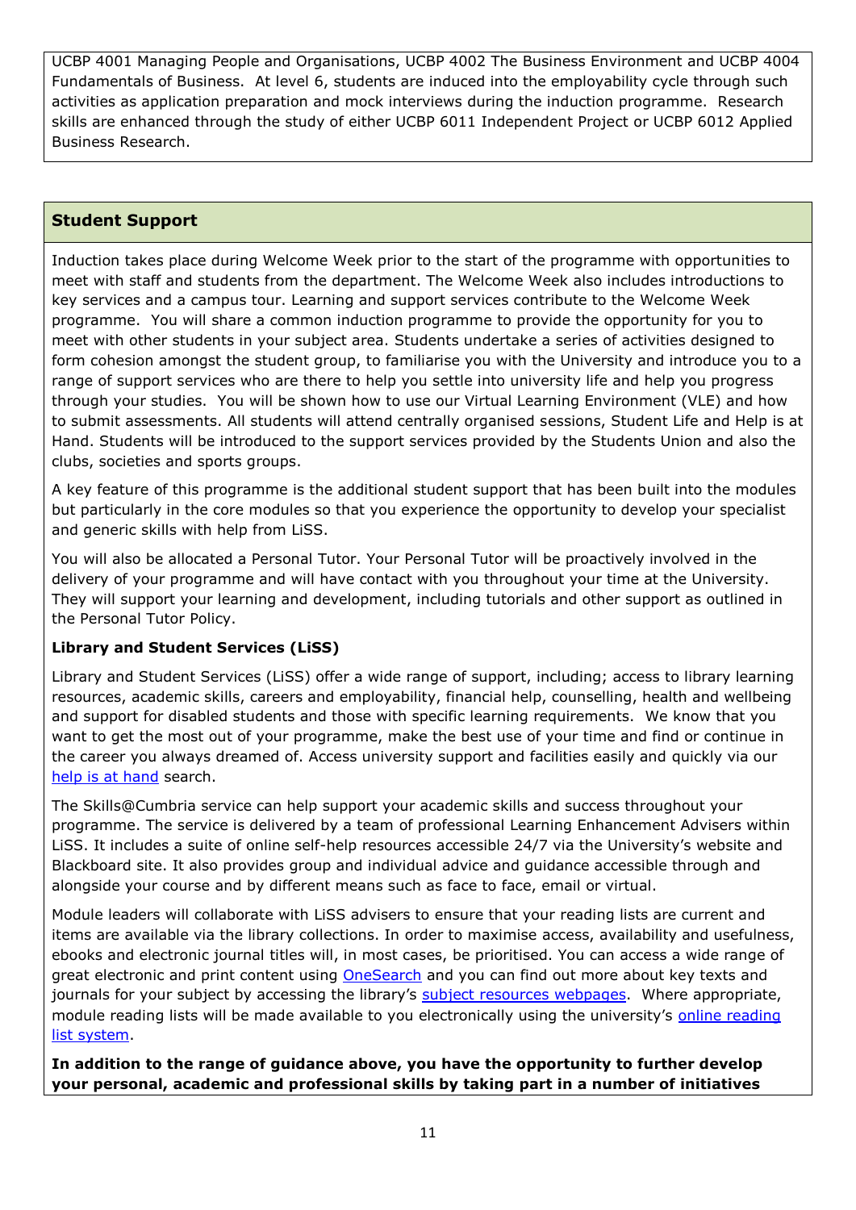UCBP 4001 Managing People and Organisations, UCBP 4002 The Business Environment and UCBP 4004 Fundamentals of Business. At level 6, students are induced into the employability cycle through such activities as application preparation and mock interviews during the induction programme. Research skills are enhanced through the study of either UCBP 6011 Independent Project or UCBP 6012 Applied Business Research.

## Student Support

Induction takes place during Welcome Week prior to the start of the programme with opportunities to meet with staff and students from the department. The Welcome Week also includes introductions to key services and a campus tour. Learning and support services contribute to the Welcome Week programme. You will share a common induction programme to provide the opportunity for you to meet with other students in your subject area. Students undertake a series of activities designed to form cohesion amongst the student group, to familiarise you with the University and introduce you to a range of support services who are there to help you settle into university life and help you progress through your studies. You will be shown how to use our Virtual Learning Environment (VLE) and how to submit assessments. All students will attend centrally organised sessions, Student Life and Help is at Hand. Students will be introduced to the support services provided by the Students Union and also the clubs, societies and sports groups.

A key feature of this programme is the additional student support that has been built into the modules but particularly in the core modules so that you experience the opportunity to develop your specialist and generic skills with help from LiSS.

You will also be allocated a Personal Tutor. Your Personal Tutor will be proactively involved in the delivery of your programme and will have contact with you throughout your time at the University. They will support your learning and development, including tutorials and other support as outlined in the Personal Tutor Policy.

**Library and Student Services (LiSS)**

Library and Student Services (LiSS) offer a wide range of support, including; access to library learning resources, academic skills, careers and employability, financial help, counselling, health and wellbeing and support for disabled students and those with specific learning requirements. We know that you want to get the most out of your programme, make the best use of your time and find or continue in the career you always dreamed of. Access university support and facilities easily and quickly via our help is at hand search.

The Skills@Cumbria service can help support your academic skills and success throughout your programme. The service is delivered by a team of professional Learning Enhancement Advisers within LiSS. It includes a suite of online self-help resources accessible 24/7 via the University's website and Blackboard site. It also provides group and individual advice and guidance accessible through and alongside your course and by different means such as face to face, email or virtual.

Module leaders will collaborate with LiSS advisers to ensure that your reading lists are current and items are available via the library collections. In order to maximise access, availability and usefulness, ebooks and electronic journal titles will, in most cases, be prioritised. You can access a wide range of great electronic and print content using OneSearch and you can find out more about key texts and journals for your subject by accessing the library's subject resources webpages. Where appropriate, module reading lists will be made available to you electronically using the university's online reading list system.

**In addition to the range of guidance above, you have the opportunity to further develop your personal, academic and professional skills by taking part in a number of initiatives**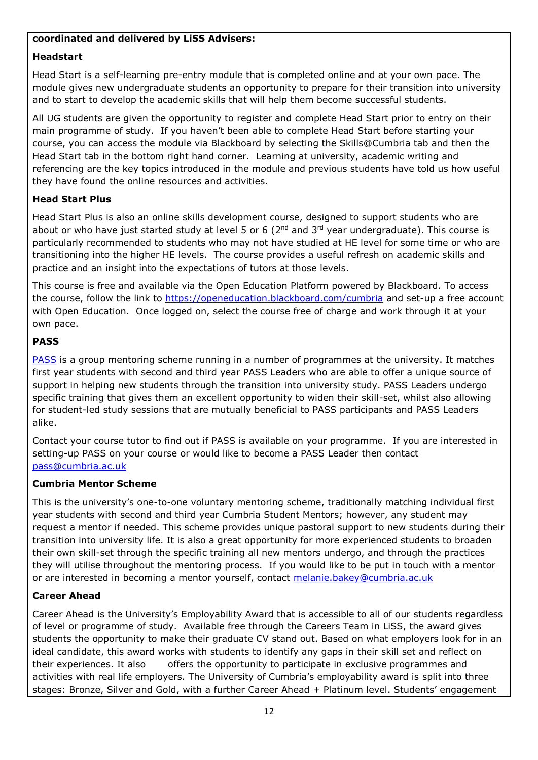**coordinated and delivered by LiSS Advisers:**

**Headstart**

Head Start is a self-learning pre-entry module that is completed online and at your own pace. The module gives new undergraduate students an opportunity to prepare for their transition into university and to start to develop the academic skills that will help them become successful students.

All UG students are given the opportunity to register and complete Head Start prior to entry on their main programme of study. If you haven't been able to complete Head Start before starting your course, you can access the module via Blackboard by selecting the Skills@Cumbria tab and then the Head Start tab in the bottom right hand corner. Learning at university, academic writing and referencing are the key topics introduced in the module and previous students have told us how useful they have found the online resources and activities.

**Head Start Plus**

Head Start Plus is also an online skills development course, designed to support students who are about or who have just started study at level 5 or 6 (2nd and 3rd year undergraduate). This course is particularly recommended to students who may not have studied at HE level for some time or who are transitioning into the higher HE levels. The course provides a useful refresh on academic skills and practice and an insight into the expectations of tutors at those levels.

This course is free and available via the Open Education Platform powered by Blackboard. To access the course, follow the link to https://openeducation.blackboard.com/cumbria and set-up a free account with Open Education. Once logged on, select the course free of charge and work through it at your own pace.

**PASS**

PASS is a group mentoring scheme running in a number of programmes at the university. It matches first year students with second and third year PASS Leaders who are able to offer a unique source of support in helping new students through the transition into university study. PASS Leaders undergo specific training that gives them an excellent opportunity to widen their skill-set, whilst also allowing for student-led study sessions that are mutually beneficial to PASS participants and PASS Leaders alike.

Contact your course tutor to find out if PASS is available on your programme. If you are interested in setting-up PASS on your course or would like to become a PASS Leader then contact pass@cumbria.ac.uk

**Cumbria Mentor Scheme**

This is the university's one-to-one voluntary mentoring scheme, traditionally matching individual first year students with second and third year Cumbria Student Mentors; however, any student may request a mentor if needed. This scheme provides unique pastoral support to new students during their transition into university life. It is also a great opportunity for more experienced students to broaden their own skill-set through the specific training all new mentors undergo, and through the practices they will utilise throughout the mentoring process. If you would like to be put in touch with a mentor or are interested in becoming a mentor yourself, contact melanie.bakey@cumbria.ac.uk

**Career Ahead**

Career Ahead is the University's Employability Award that is accessible to all of our students regardless of level or programme of study. Available free through the Careers Team in LiSS, the award gives students the opportunity to make their graduate CV stand out. Based on what employers look for in an ideal candidate, this award works with students to identify any gaps in their skill set and reflect on their experiences. It also offers the opportunity to participate in exclusive programmes and activities with real life employers. The University of Cumbria's employability award is split into three stages: Bronze, Silver and Gold, with a further Career Ahead + Platinum level. Students' engagement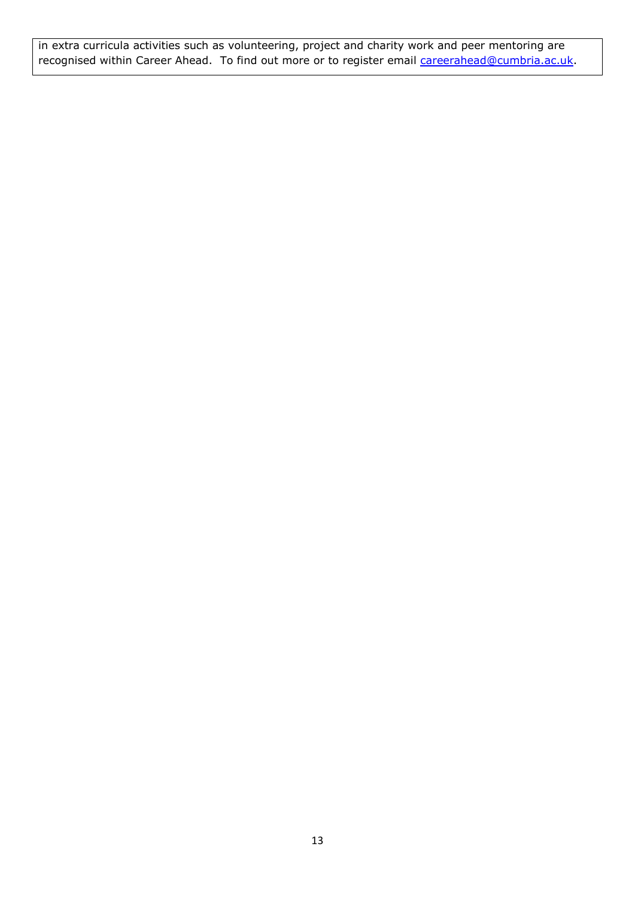in extra curricula activities such as volunteering, project and charity work and peer mentoring are recognised within Career Ahead. To find out more or to register email careerahead@cumbria.ac.uk.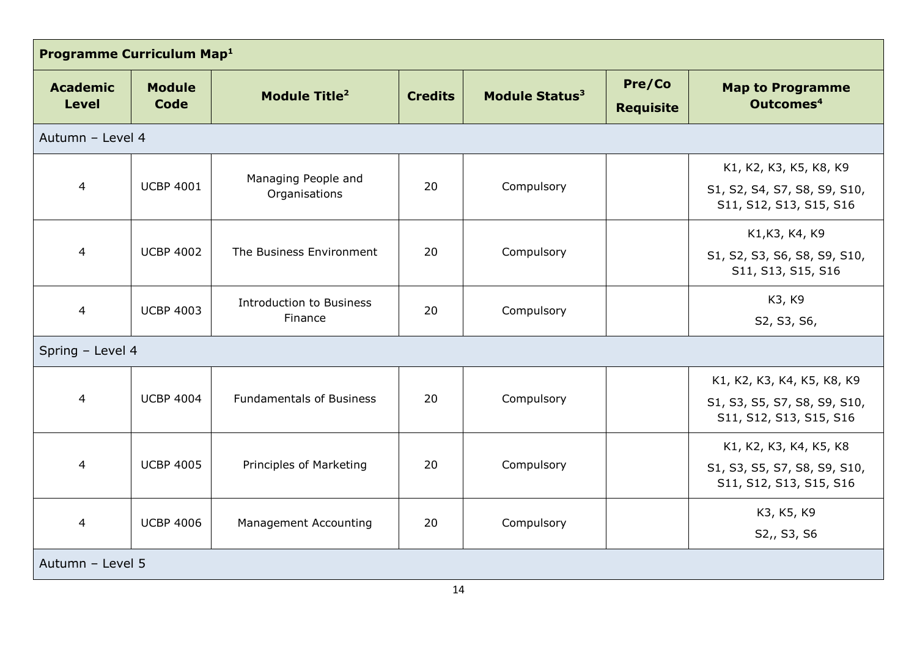| Programme Curriculum Map[1] | | | | | | |
|---|---|---|---|---|---|---|
| **Academic Level** | **Module Code** | **Module Title[2]** | **Credits** | **Module Status[3]** | **Pre/Co Requisite** | **Map to Programme Outcomes[4]** |
| Autumn – Level 4 | | | | | | |
| 4 | UCBP 4001 | Managing People and Organisations | 20 | Compulsory | | K1, K2, K3, K5, K8, K9 S1, S2, S4, S7, S8, S9, S10, S11, S12, S13, S15, S16 |
| 4 | UCBP 4002 | The Business Environment | 20 | Compulsory | | K1,K3, K4, K9 S1, S2, S3, S6, S8, S9, S10, S11, S13, S15, S16 |
| 4 | UCBP 4003 | Introduction to Business Finance | 20 | Compulsory | | K3, K9 S2, S3, S6, |
| Spring – Level 4 | | | | | | |
| 4 | UCBP 4004 | Fundamentals of Business | 20 | Compulsory | | K1, K2, K3, K4, K5, K8, K9 S1, S3, S5, S7, S8, S9, S10, S11, S12, S13, S15, S16 |
| 4 | UCBP 4005 | Principles of Marketing | 20 | Compulsory | | K1, K2, K3, K4, K5, K8 S1, S3, S5, S7, S8, S9, S10, S11, S12, S13, S15, S16 |
| 4 | UCBP 4006 | Management Accounting | 20 | Compulsory | | K3, K5, K9 S2,, S3, S6 |
| Autumn – Level 5 | | | | | | |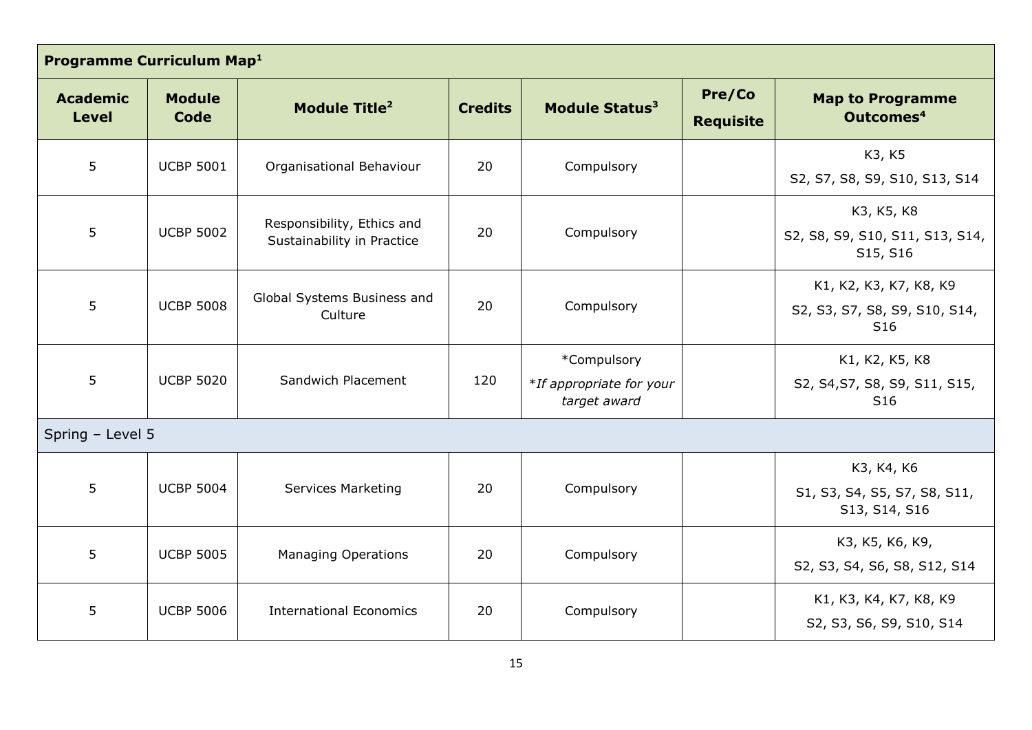| Programme Curriculum Map[1] | | | | | | |
|---|---|---|---|---|---|---|
| **Academic Level** | **Module Code** | **Module Title[2]** | **Credits** | **Module Status[3]** | **Pre/Co Requisite** | **Map to Programme Outcomes[4]** |
| 5 | UCBP 5001 | Organisational Behaviour | 20 | Compulsory | | K3, K5<br>S2, S7, S8, S9, S10, S13, S14 |
| 5 | UCBP 5002 | Responsibility, Ethics and Sustainability in Practice | 20 | Compulsory | | K3, K5, K8<br>S2, S8, S9, S10, S11, S13, S14, S15, S16 |
| 5 | UCBP 5008 | Global Systems Business and Culture | 20 | Compulsory | | K1, K2, K3, K7, K8, K9<br>S2, S3, S7, S8, S9, S10, S14, S16 |
| 5 | UCBP 5020 | Sandwich Placement | 120 | *Compulsory<br>*If appropriate for your target award* | | K1, K2, K5, K8<br>S2, S4,S7, S8, S9, S11, S15, S16 |
| Spring – Level 5 | | | | | | |
| 5 | UCBP 5004 | Services Marketing | 20 | Compulsory | | K3, K4, K6<br>S1, S3, S4, S5, S7, S8, S11, S13, S14, S16 |
| 5 | UCBP 5005 | Managing Operations | 20 | Compulsory | | K3, K5, K6, K9,<br>S2, S3, S4, S6, S8, S12, S14 |
| 5 | UCBP 5006 | International Economics | 20 | Compulsory | | K1, K3, K4, K7, K8, K9<br>S2, S3, S6, S9, S10, S14 |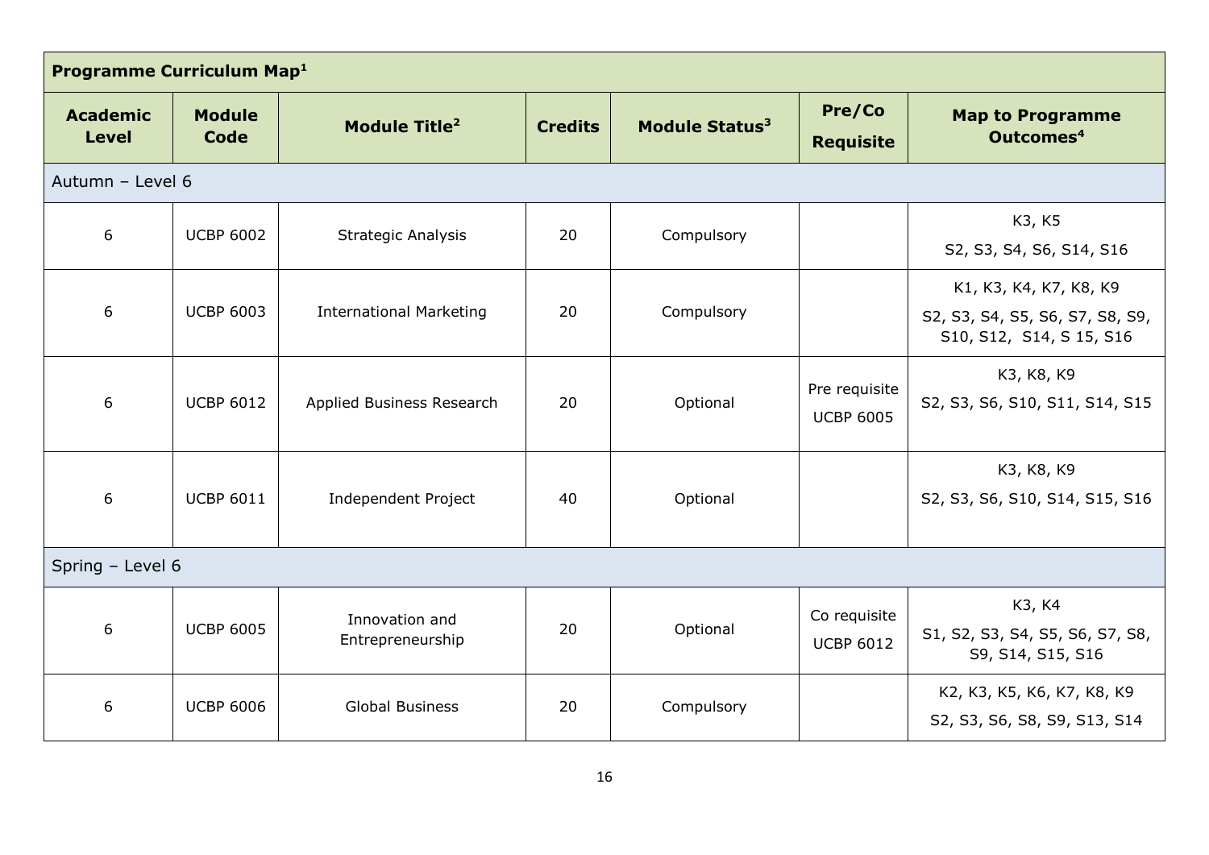| Programme Curriculum Map[1] | | | | | | |
|---|---|---|---|---|---|---|
| **Academic Level** | **Module Code** | **Module Title[2]** | **Credits** | **Module Status[3]** | **Pre/Co Requisite** | **Map to Programme Outcomes[4]** |
| Autumn – Level 6 | | | | | | |
| 6 | UCBP 6002 | Strategic Analysis | 20 | Compulsory | | K3, K5 S2, S3, S4, S6, S14, S16 |
| 6 | UCBP 6003 | International Marketing | 20 | Compulsory | | K1, K3, K4, K7, K8, K9 S2, S3, S4, S5, S6, S7, S8, S9, S10, S12, S14, S 15, S16 |
| 6 | UCBP 6012 | Applied Business Research | 20 | Optional | Pre requisite UCBP 6005 | K3, K8, K9 S2, S3, S6, S10, S11, S14, S15 |
| 6 | UCBP 6011 | Independent Project | 40 | Optional | | K3, K8, K9 S2, S3, S6, S10, S14, S15, S16 |
| Spring – Level 6 | | | | | | |
| 6 | UCBP 6005 | Innovation and Entrepreneurship | 20 | Optional | Co requisite UCBP 6012 | K3, K4 S1, S2, S3, S4, S5, S6, S7, S8, S9, S14, S15, S16 |
| 6 | UCBP 6006 | Global Business | 20 | Compulsory | | K2, K3, K5, K6, K7, K8, K9 S2, S3, S6, S8, S9, S13, S14 |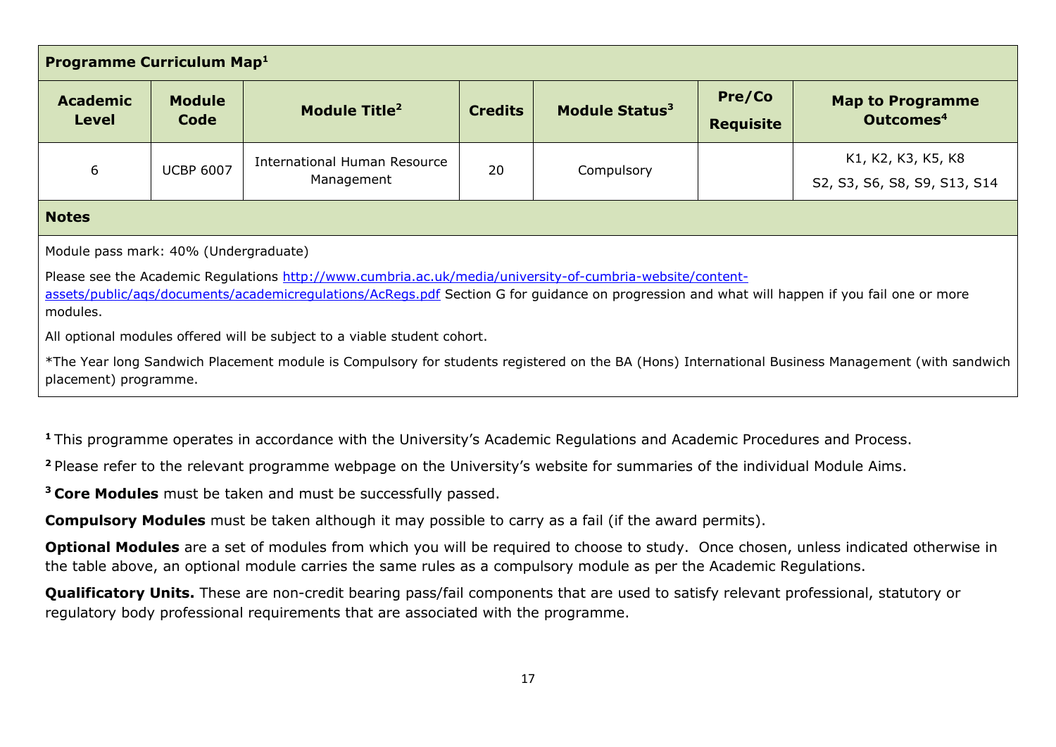| Programme Curriculum Map[1] | | | | | | |
|---|---|---|---|---|---|---|
| **Academic Level** | **Module Code** | **Module Title[2]** | **Credits** | **Module Status[3]** | **Pre/Co Requisite** | **Map to Programme Outcomes[4]** |
| 6 | UCBP 6007 | International Human Resource Management | 20 | Compulsory | | K1, K2, K3, K5, K8 S2, S3, S6, S8, S9, S13, S14 |

**Notes**

Module pass mark: 40% (Undergraduate)

Please see the Academic Regulations http://www.cumbria.ac.uk/media/university-of-cumbria-website/content-assets/public/aqs/documents/academicregulations/AcRegs.pdf Section G for guidance on progression and what will happen if you fail one or more modules.

All optional modules offered will be subject to a viable student cohort.

*The Year long Sandwich Placement module is Compulsory for students registered on the BA (Hons) International Business Management (with sandwich placement) programme.

[1] This programme operates in accordance with the University's Academic Regulations and Academic Procedures and Process.

[2] Please refer to the relevant programme webpage on the University's website for summaries of the individual Module Aims.

[3] **Core Modules** must be taken and must be successfully passed.

**Compulsory Modules** must be taken although it may possible to carry as a fail (if the award permits).

**Optional Modules** are a set of modules from which you will be required to choose to study. Once chosen, unless indicated otherwise in the table above, an optional module carries the same rules as a compulsory module as per the Academic Regulations.

**Qualificatory Units.** These are non-credit bearing pass/fail components that are used to satisfy relevant professional, statutory or regulatory body professional requirements that are associated with the programme.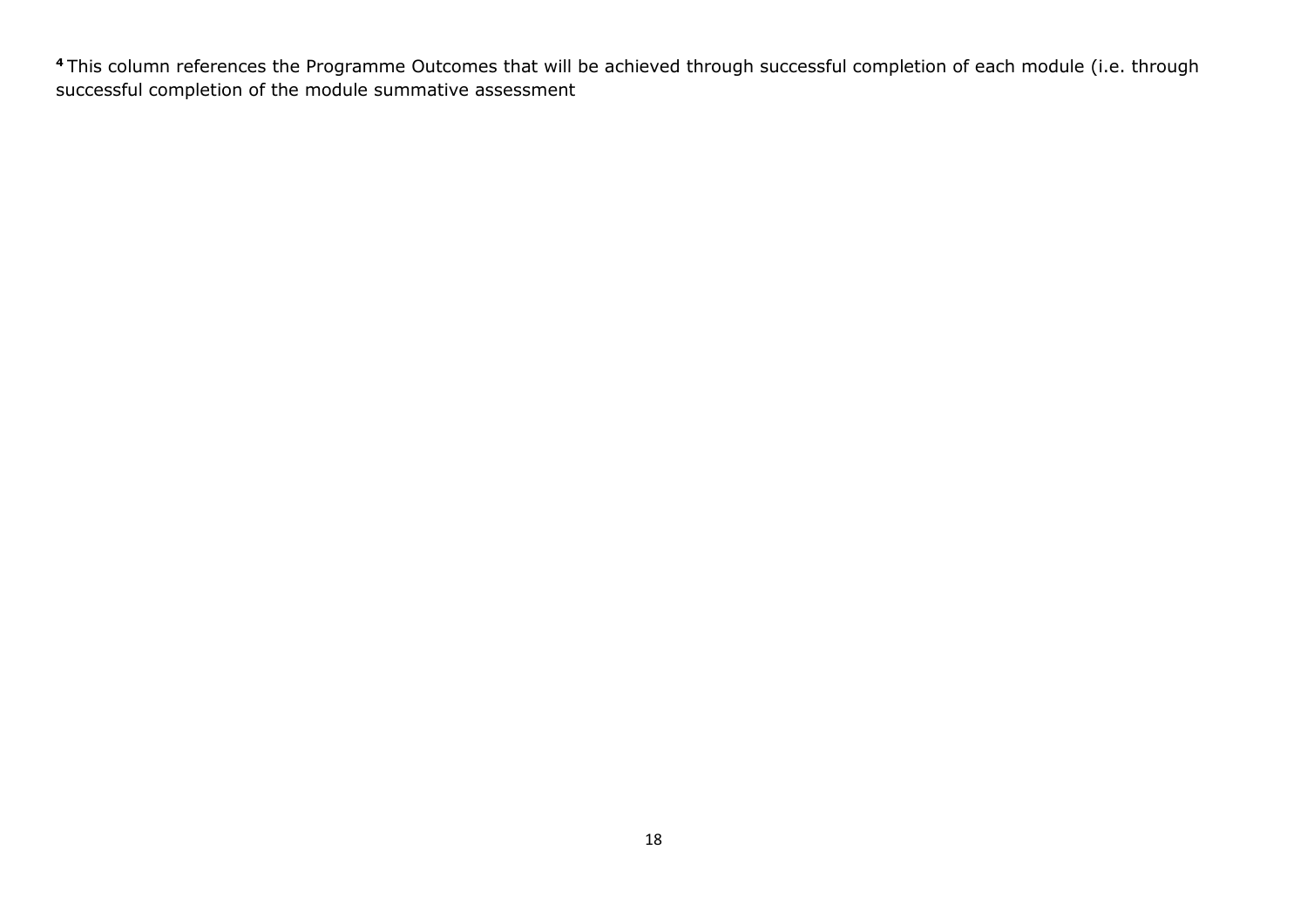[4] This column references the Programme Outcomes that will be achieved through successful completion of each module (i.e. through successful completion of the module summative assessment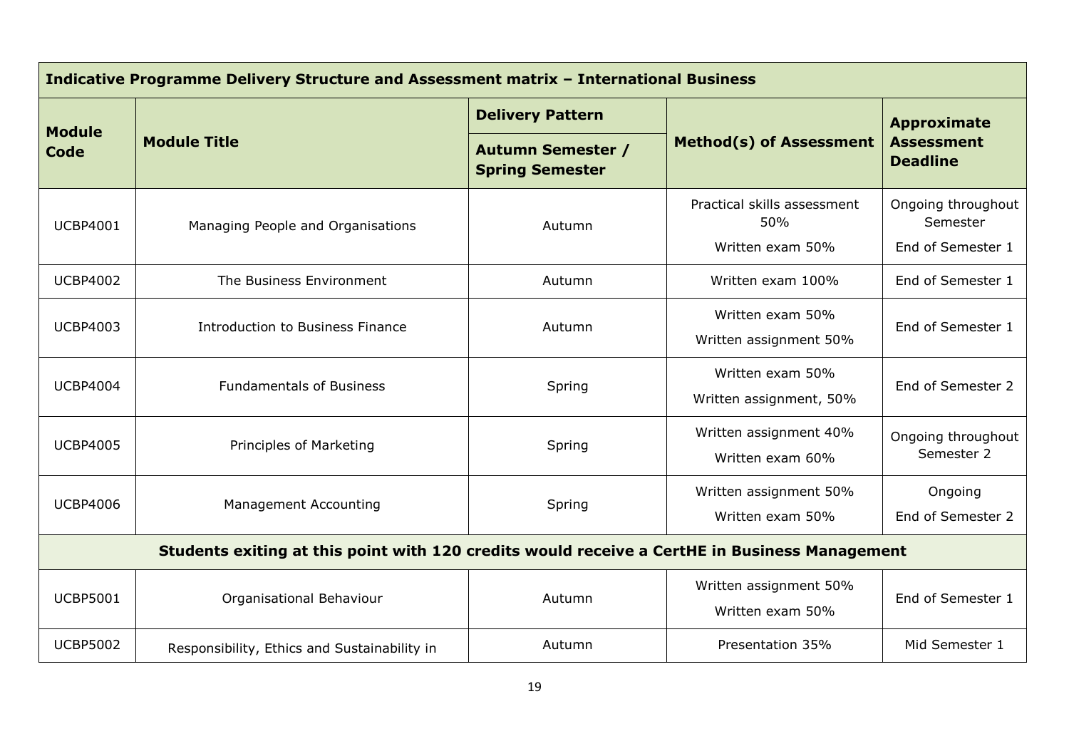| Indicative Programme Delivery Structure and Assessment matrix – International Business | | | | |
|---|---|---|---|---|
| **Module Code** | **Module Title** | **Delivery Pattern** | **Method(s) of Assessment** | **Approximate Assessment Deadline** |
| | | **Autumn Semester / Spring Semester** | | |
| UCBP4001 | Managing People and Organisations | Autumn | Practical skills assessment 50%<br>Written exam 50% | Ongoing throughout Semester<br>End of Semester 1 |
| UCBP4002 | The Business Environment | Autumn | Written exam 100% | End of Semester 1 |
| UCBP4003 | Introduction to Business Finance | Autumn | Written exam 50%<br>Written assignment 50% | End of Semester 1 |
| UCBP4004 | Fundamentals of Business | Spring | Written exam 50%<br>Written assignment, 50% | End of Semester 2 |
| UCBP4005 | Principles of Marketing | Spring | Written assignment 40%<br>Written exam 60% | Ongoing throughout Semester 2 |
| UCBP4006 | Management Accounting | Spring | Written assignment 50%<br>Written exam 50% | Ongoing<br>End of Semester 2 |
| **Students exiting at this point with 120 credits would receive a CertHE in Business Management** | | | | |
| UCBP5001 | Organisational Behaviour | Autumn | Written assignment 50%<br>Written exam 50% | End of Semester 1 |
| UCBP5002 | Responsibility, Ethics and Sustainability in | Autumn | Presentation 35% | Mid Semester 1 |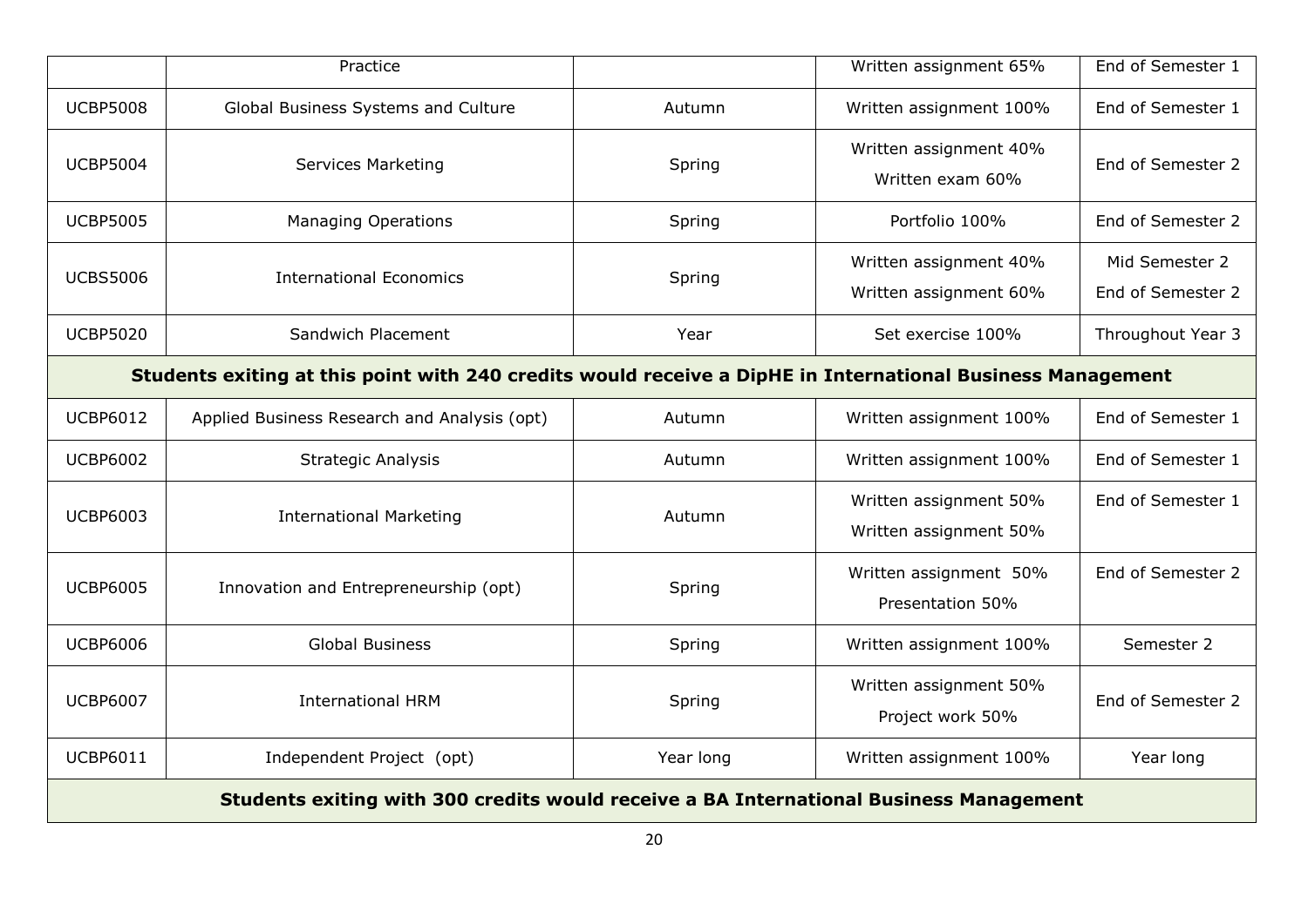| | | | | |
|---|---|---|---|---|
| | Practice | | Written assignment 65% | End of Semester 1 |
| UCBP5008 | Global Business Systems and Culture | Autumn | Written assignment 100% | End of Semester 1 |
| UCBP5004 | Services Marketing | Spring | Written assignment 40%<br>Written exam 60% | End of Semester 2 |
| UCBP5005 | Managing Operations | Spring | Portfolio 100% | End of Semester 2 |
| UCBS5006 | International Economics | Spring | Written assignment 40%<br>Written assignment 60% | Mid Semester 2<br>End of Semester 2 |
| UCBP5020 | Sandwich Placement | Year | Set exercise 100% | Throughout Year 3 |
| **Students exiting at this point with 240 credits would receive a DipHE in International Business Management** | | | | |
| UCBP6012 | Applied Business Research and Analysis (opt) | Autumn | Written assignment 100% | End of Semester 1 |
| UCBP6002 | Strategic Analysis | Autumn | Written assignment 100% | End of Semester 1 |
| UCBP6003 | International Marketing | Autumn | Written assignment 50%<br>Written assignment 50% | End of Semester 1 |
| UCBP6005 | Innovation and Entrepreneurship (opt) | Spring | Written assignment 50%<br>Presentation 50% | End of Semester 2 |
| UCBP6006 | Global Business | Spring | Written assignment 100% | Semester 2 |
| UCBP6007 | International HRM | Spring | Written assignment 50%<br>Project work 50% | End of Semester 2 |
| UCBP6011 | Independent Project (opt) | Year long | Written assignment 100% | Year long |
| **Students exiting with 300 credits would receive a BA International Business Management** | | | | |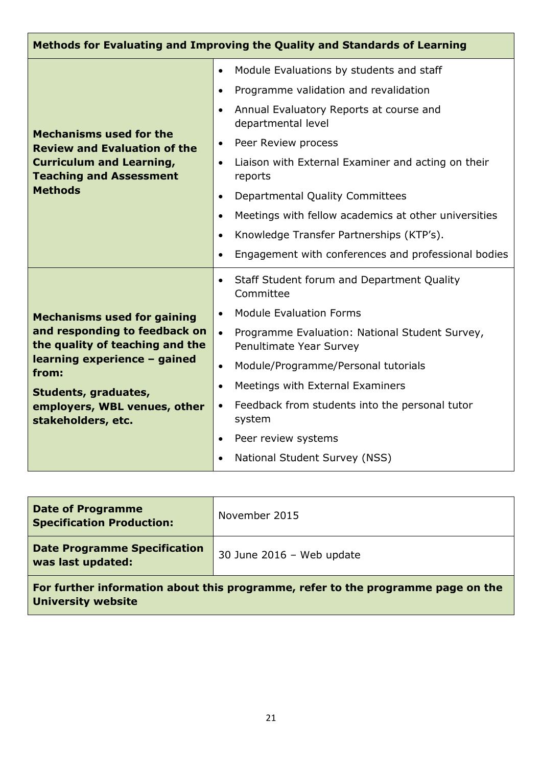| Methods for Evaluating and Improving the Quality and Standards of Learning | |
|---|---|
| **Mechanisms used for the Review and Evaluation of the Curriculum and Learning, Teaching and Assessment Methods** | • Module Evaluations by students and staff<br>• Programme validation and revalidation<br>• Annual Evaluatory Reports at course and departmental level<br>• Peer Review process<br>• Liaison with External Examiner and acting on their reports<br>• Departmental Quality Committees<br>• Meetings with fellow academics at other universities<br>• Knowledge Transfer Partnerships (KTP's).<br>• Engagement with conferences and professional bodies |
| **Mechanisms used for gaining and responding to feedback on the quality of teaching and the learning experience – gained from:**<br>**Students, graduates, employers, WBL venues, other stakeholders, etc.** | • Staff Student forum and Department Quality Committee<br>• Module Evaluation Forms<br>• Programme Evaluation: National Student Survey, Penultimate Year Survey<br>• Module/Programme/Personal tutorials<br>• Meetings with External Examiners<br>• Feedback from students into the personal tutor system<br>• Peer review systems<br>• National Student Survey (NSS) |

| | |
|---|---|
| **Date of Programme Specification Production:** | November 2015 |
| **Date Programme Specification was last updated:** | 30 June 2016 – Web update |
| **For further information about this programme, refer to the programme page on the University website** | |